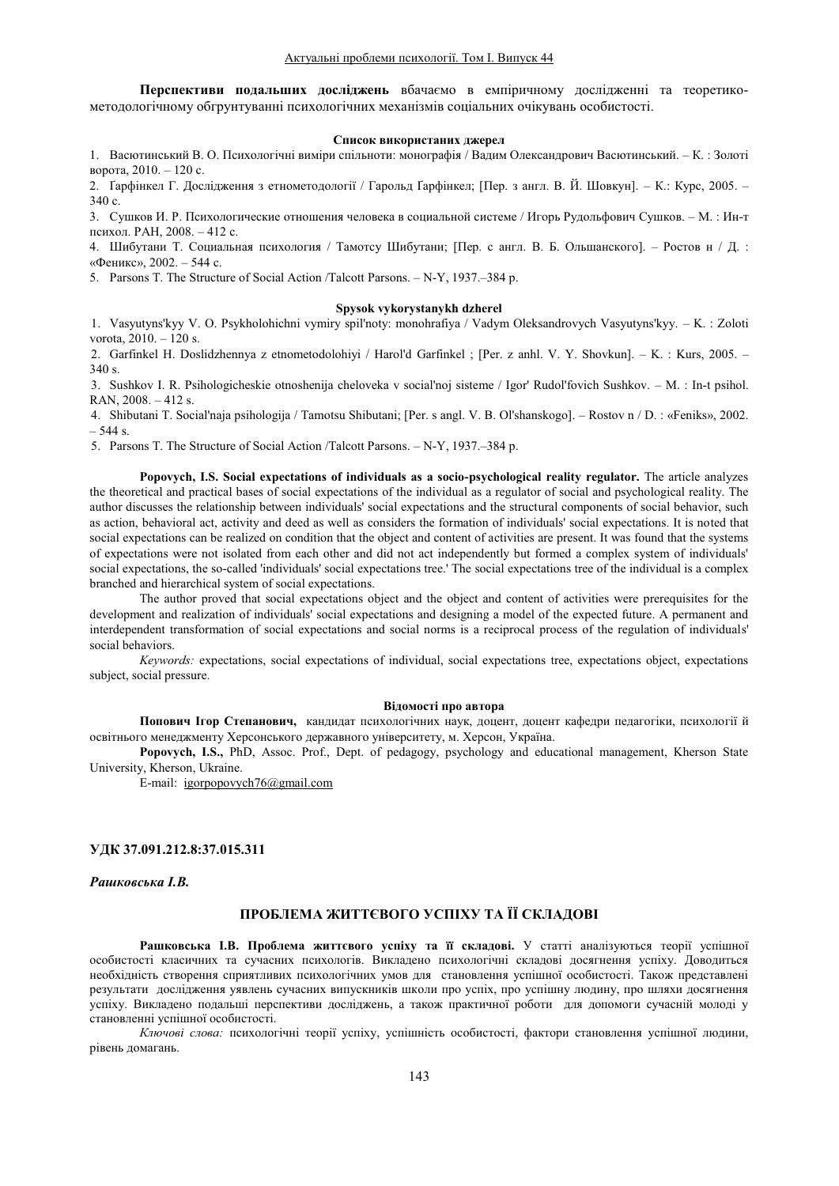**Перспективи подальших досліджень** вбачаємо в емпіричному дослідженні та теоретико-методологічному обгрунтуванні психологічних механізмів соціальних очікувань особистості.

**Список використаних джерел**

1. Васютинський В. О. Психологічні виміри спільноти: монографія / Вадим Олександрович Васютинський. – К. : Золоті ворота, 2010. – 120 с.
2. Ґарфінкел Г. Дослідження з етнометодології / Гарольд Ґарфінкел; [Пер. з англ. В. Й. Шовкун]. – К.: Курс, 2005. – 340 с.
3. Сушков И. Р. Психологические отношения человека в социальной системе / Игорь Рудольфович Сушков. – М. : Ин-т психол. РАН, 2008. – 412 с.
4. Шибутани Т. Социальная психология / Тамотсу Шибутани; [Пер. с англ. В. Б. Ольшанского]. – Ростов н / Д. : «Феникс», 2002. – 544 с.
5. Parsons T. The Structure of Social Action /Talcott Parsons. – N-Y, 1937.–384 p.

**Spysok vykorystanykh dzherel**

1. Vasyutyns'kyy V. O. Psykholohichni vymiry spil'noty: monohrafiya / Vadym Oleksandrovych Vasyutyns'kyy. – K. : Zoloti vorota, 2010. – 120 s.
2. Garfinkel H. Doslidzhennya z etnometodolohiyi / Harol'd Garfinkel ; [Per. z anhl. V. Y. Shovkun]. – K. : Kurs, 2005. – 340 s.
3. Sushkov I. R. Psihologicheskie otnoshenija cheloveka v social'noj sisteme / Igor' Rudol'fovich Sushkov. – M. : In-t psihol. RAN, 2008. – 412 s.
4. Shibutani T. Social'naja psihologija / Tamotsu Shibutani; [Per. s angl. V. B. Ol'shanskogo]. – Rostov n / D. : «Feniks», 2002. – 544 s.
5. Parsons T. The Structure of Social Action /Talcott Parsons. – N-Y, 1937.–384 p.

**Popovych, I.S. Social expectations of individuals as a socio-psychological reality regulator.** The article analyzes the theoretical and practical bases of social expectations of the individual as a regulator of social and psychological reality. The author discusses the relationship between individuals' social expectations and the structural components of social behavior, such as action, behavioral act, activity and deed as well as considers the formation of individuals' social expectations. It is noted that social expectations can be realized on condition that the object and content of activities are present. It was found that the systems of expectations were not isolated from each other and did not act independently but formed a complex system of individuals' social expectations, the so-called 'individuals' social expectations tree.' The social expectations tree of the individual is a complex branched and hierarchical system of social expectations.

The author proved that social expectations object and the object and content of activities were prerequisites for the development and realization of individuals' social expectations and designing a model of the expected future. A permanent and interdependent transformation of social expectations and social norms is a reciprocal process of the regulation of individuals' social behaviors.

*Keywords:* expectations, social expectations of individual, social expectations tree, expectations object, expectations subject, social pressure.

**Відомості про автора**

**Попович Ігор Степанович,** кандидат психологічних наук, доцент, доцент кафедри педагогіки, психології й освітнього менеджменту Херсонського державного університету, м. Херсон, Україна.

**Popovych, I.S.,** PhD, Assoc. Prof., Dept. of pedagogy, psychology and educational management, Kherson State University, Kherson, Ukraine.

E-mail: igorpopovych76@gmail.com

**УДК 37.091.212.8:37.015.311**

***Рашковська І.В.***

## ПРОБЛЕМА ЖИТТЄВОГО УСПІХУ ТА ЇЇ СКЛАДОВІ

**Рашковська І.В. Проблема життєвого успіху та її складові.** У статті аналізуються теорії успішної особистості класичних та сучасних психологів. Викладено психологічні складові досягнення успіху. Доводиться необхідність створення сприятливих психологічних умов для становлення успішної особистості. Також представлені результати дослідження уявлень сучасних випускників школи про успіх, про успішну людину, про шляхи досягнення успіху. Викладено подальші перспективи досліджень, а також практичної роботи для допомоги сучасній молоді у становленні успішної особистості.

*Ключові слова:* психологічні теорії успіху, успішність особистості, фактори становлення успішної людини, рівень домагань.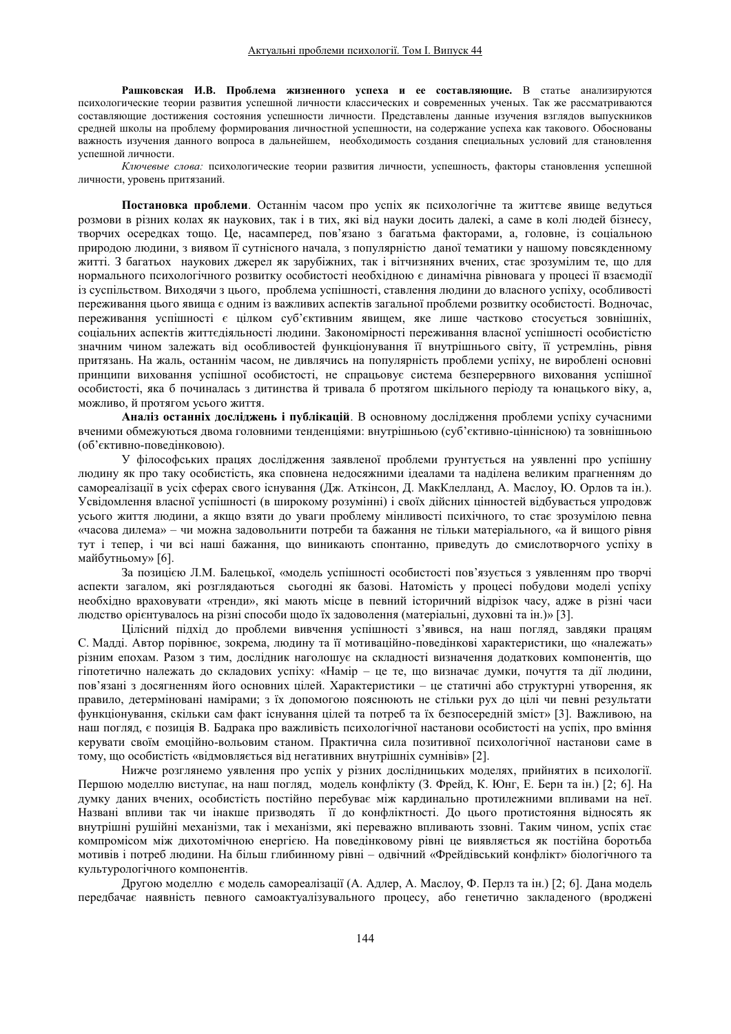**Рашковская И.В. Проблема жизненного успеха и ее составляющие.** В статье анализируются психологические теории развития успешной личности классических и современных ученых. Так же рассматриваются составляющие достижения состояния успешности личности. Представлены данные изучения взглядов выпускников средней школы на проблему формирования личностной успешности, на содержание успеха как такового. Обоснованы важность изучения данного вопроса в дальнейшем, необходимость создания специальных условий для становлення успешной личности.

*Ключевые слова:* психологические теории развития личности, успешность, факторы становлення успешной личности, уровень притязаний.

**Постановка проблеми**. Останнім часом про успіх як психологічне та життєве явище ведуться розмови в різних колах як наукових, так і в тих, які від науки досить далекі, а саме в колі людей бізнесу, творчих осередках тощо. Це, насамперед, пов'язано з багатьма факторами, а, головне, із соціальною природою людини, з виявом її сутнісного начала, з популярністю даної тематики у нашому повсякденному житті. З багатьох наукових джерел як зарубіжних, так і вітчизняних вчених, стає зрозумілим те, що для нормального психологічного розвитку особистості необхідною є динамічна рівновага у процесі її взаємодії із суспільством. Виходячи з цього, проблема успішності, ставлення людини до власного успіху, особливості переживання цього явища є одним із важливих аспектів загальної проблеми розвитку особистості. Водночас, переживання успішності є цілком суб'єктивним явищем, яке лише частково стосується зовнішніх, соціальних аспектів життєдіяльності людини. Закономірності переживання власної успішності особистістю значним чином залежать від особливостей функціонування її внутрішнього світу, її устремлінь, рівня притязань. На жаль, останнім часом, не дивлячись на популярність проблеми успіху, не вироблені основні принципи виховання успішної особистості, не спрацьовує система безперервного виховання успішної особистості, яка б починалась з дитинства й тривала б протягом шкільного періоду та юнацького віку, а, можливо, й протягом усього життя.

**Аналіз останніх досліджень і публікацій**. В основному дослідження проблеми успіху сучасними вченими обмежуються двома головними тенденціями: внутрішньою (суб'єктивно-ціннісною) та зовнішньою (об'єктивно-поведінковою).

У філософських працях дослідження заявленої проблеми ґрунтується на уявленні про успішну людину як про таку особистість, яка сповнена недосяжними ідеалами та наділена великим прагненням до самореалізації в усіх сферах свого існування (Дж. Аткінсон, Д. МакКлелланд, А. Маслоу, Ю. Орлов та ін.). Усвідомлення власної успішності (в широкому розумінні) і своїх дійсних цінностей відбувається упродовж усього життя людини, а якщо взяти до уваги проблему мінливості психічного, то стає зрозумілою певна «часова дилема» – чи можна задовольнити потреби та бажання не тільки матеріального, «а й вищого рівня тут і тепер, і чи всі наші бажання, що виникають спонтанно, приведуть до смислотворчого успіху в майбутньому» [6].

За позицією Л.М. Балецької, «модель успішності особистості пов'язується з уявленням про творчі аспекти загалом, які розглядаються сьогодні як базові. Натомість у процесі побудови моделі успіху необхідно враховувати «тренди», які мають місце в певний історичний відрізок часу, адже в різні часи людство орієнтувалось на різні способи щодо їх задоволення (матеріальні, духовні та ін.)» [3].

Цілісний підхід до проблеми вивчення успішності з'явився, на наш погляд, завдяки працям С. Мадді. Автор порівнює, зокрема, людину та її мотиваційно-поведінкові характеристики, що «належать» різним епохам. Разом з тим, дослідник наголошує на складності визначення додаткових компонентів, що гіпотетично належать до складових успіху: «Намір – це те, що визначає думки, почуття та дії людини, пов'язані з досягненням його основних цілей. Характеристики – це статичні або структурні утворення, як правило, детерміновані намірами; з їх допомогою пояснюють не стільки рух до цілі чи певні результати функціонування, скільки сам факт існування цілей та потреб та їх безпосередній зміст» [3]. Важливою, на наш погляд, є позиція В. Бадрака про важливість психологічної настанови особистості на успіх, про вміння керувати своїм емоційно-вольовим станом. Практична сила позитивної психологічної настанови саме в тому, що особистість «відмовляється від негативних внутрішніх сумнівів» [2].

Нижче розглянемо уявлення про успіх у різних дослідницьких моделях, прийнятих в психології. Першою моделлю виступає, на наш погляд, модель конфлікту (З. Фрейд, К. Юнг, Е. Берн та ін.) [2; 6]. На думку даних вчених, особистість постійно перебуває між кардинально протилежними впливами на неї. Названі впливи так чи інакше призводять її до конфліктності. До цього протистояння відносять як внутрішні рушійні механізми, так і механізми, які переважно впливають ззовні. Таким чином, успіх стає компромісом між дихотомічною енергією. На поведінковому рівні це виявляється як постійна боротьба мотивів і потреб людини. На більш глибинному рівні – одвічний «Фрейдівський конфлікт» біологічного та культурологічного компонентів.

Другою моделлю є модель самореалізації (А. Адлер, А. Маслоу, Ф. Перлз та ін.) [2; 6]. Дана модель передбачає наявність певного самоактуалізувального процесу, або генетично закладеного (вроджені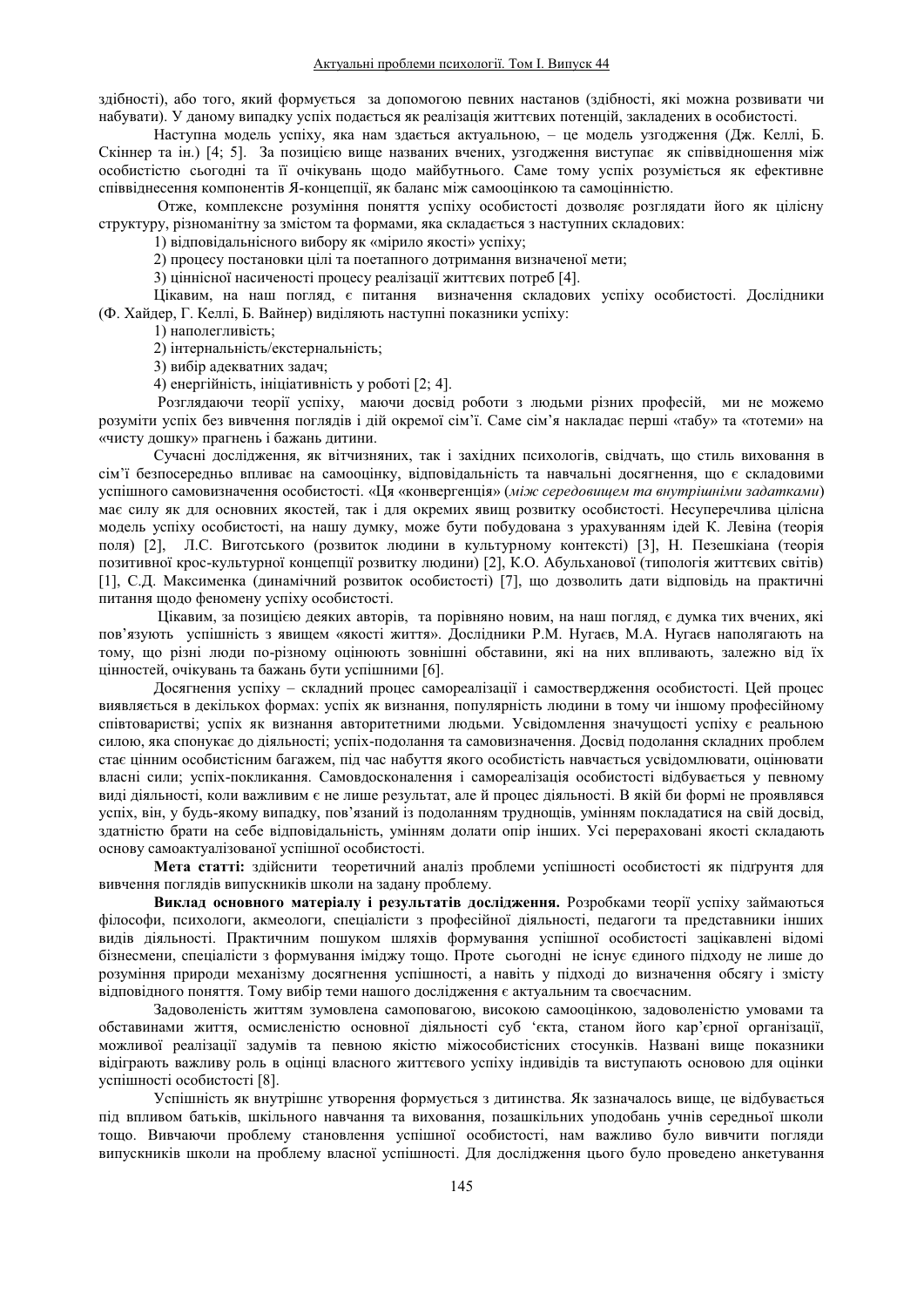здібності), або того, який формується за допомогою певних настанов (здібності, які можна розвивати чи набувати). У даному випадку успіх подається як реалізація життєвих потенцій, закладених в особистості.

Наступна модель успіху, яка нам здається актуальною, – це модель узгодження (Дж. Келлі, Б. Скіннер та ін.) [4; 5]. За позицією вище названих вчених, узгодження виступає як співвідношення між особистістю сьогодні та її очікувань щодо майбутнього. Саме тому успіх розуміється як ефективне співвіднесення компонентів Я-концепції, як баланс між самооцінкою та самоцінністю.

Отже, комплексне розуміння поняття успіху особистості дозволяє розглядати його як цілісну структуру, різноманітну за змістом та формами, яка складається з наступних складових:

1) відповідальнісного вибору як «мірило якості» успіху;

2) процесу постановки цілі та поетапного дотримання визначеної мети;

3) ціннісної насиченості процесу реалізації життєвих потреб [4].

Цікавим, на наш погляд, є питання визначення складових успіху особистості. Дослідники (Ф. Хайдер, Г. Келлі, Б. Вайнер) виділяють наступні показники успіху:

1) наполегливість;

2) інтернальність/екстернальність;

3) вибір адекватних задач;

4) енергійність, ініціативність у роботі [2; 4].

Розглядаючи теорії успіху, маючи досвід роботи з людьми різних професій, ми не можемо розуміти успіх без вивчення поглядів і дій окремої сім'ї. Саме сім'я накладає перші «табу» та «тотеми» на «чисту дошку» прагнень і бажань дитини.

Сучасні дослідження, як вітчизняних, так і західних психологів, свідчать, що стиль виховання в сім'ї безпосередньо впливає на самооцінку, відповідальність та навчальні досягнення, що є складовими успішного самовизначення особистості. «Ця «конвергенція» (*між середовищем та внутрішніми задатками*) має силу як для основних якостей, так і для окремих явищ розвитку особистості. Несуперечлива цілісна модель успіху особистості, на нашу думку, може бути побудована з урахуванням ідей К. Левіна (теорія поля) [2], Л.С. Виготського (розвиток людини в культурному контексті) [3], Н. Пезешкіана (теорія позитивної крос-культурної концепції розвитку людини) [2], К.О. Абульханової (типологія життєвих світів) [1], С.Д. Максименка (динамічний розвиток особистості) [7], що дозволить дати відповідь на практичні питання щодо феномену успіху особистості.

Цікавим, за позицією деяких авторів, та порівняно новим, на наш погляд, є думка тих вчених, які пов'язують успішність з явищем «якості життя». Дослідники Р.М. Нугаєв, М.А. Нугаєв наполягають на тому, що різні люди по-різному оцінюють зовнішні обставини, які на них впливають, залежно від їх цінностей, очікувань та бажань бути успішними [6].

Досягнення успіху – складний процес самореалізації і самоствердження особистості. Цей процес виявляється в декількох формах: успіх як визнання, популярність людини в тому чи іншому професійному співтоваристві; успіх як визнання авторитетними людьми. Усвідомлення значущості успіху є реальною силою, яка спонукає до діяльності; успіх-подолання та самовизначення. Досвід подолання складних проблем стає цінним особистісним багажем, під час набуття якого особистість навчається усвідомлювати, оцінювати власні сили; успіх-покликання. Самовдосконалення і самореалізація особистості відбувається у певному виді діяльності, коли важливим є не лише результат, але й процес діяльності. В якій би формі не проявлявся успіх, він, у будь-якому випадку, пов'язаний із подоланням труднощів, умінням покладатися на свій досвід, здатністю брати на себе відповідальність, умінням долати опір інших. Усі перераховані якості складають основу самоактуалізованої успішної особистості.

**Мета статті:** здійснити теоретичний аналіз проблеми успішності особистості як підґрунтя для вивчення поглядів випускників школи на задану проблему.

**Виклад основного матеріалу і результатів дослідження.** Розробками теорії успіху займаються філософи, психологи, акмеологи, спеціалісти з професійної діяльності, педагоги та представники інших видів діяльності. Практичним пошуком шляхів формування успішної особистості зацікавлені відомі бізнесмени, спеціалісти з формування іміджу тощо. Проте сьогодні не існує єдиного підходу не лише до розуміння природи механізму досягнення успішності, а навіть у підході до визначення обсягу і змісту відповідного поняття. Тому вибір теми нашого дослідження є актуальним та своєчасним.

Задоволеність життям зумовлена самоповагою, високою самооцінкою, задоволеністю умовами та обставинами життя, осмисленістю основної діяльності суб 'єкта, станом його кар'єрної організації, можливої реалізації задумів та певною якістю міжособистісних стосунків. Названі вище показники відіграють важливу роль в оцінці власного життєвого успіху індивідів та виступають основою для оцінки успішності особистості [8].

Успішність як внутрішнє утворення формується з дитинства. Як зазначалось вище, це відбувається під впливом батьків, шкільного навчання та виховання, позашкільних уподобань учнів середньої школи тощо. Вивчаючи проблему становлення успішної особистості, нам важливо було вивчити погляди випускників школи на проблему власної успішності. Для дослідження цього було проведено анкетування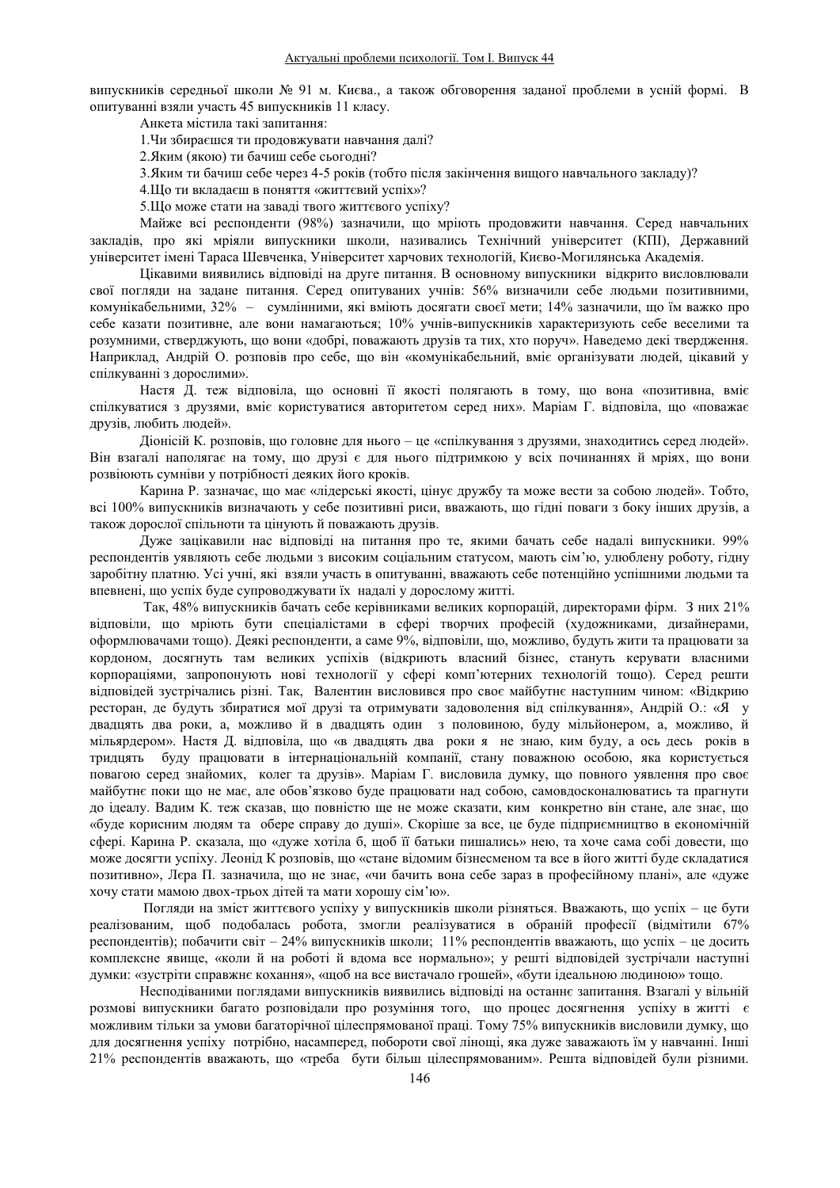випускників середньої школи № 91 м. Києва., а також обговорення заданої проблеми в усній формі. В опитуванні взяли участь 45 випускників 11 класу.

Анкета містила такі запитання:

1.Чи збираєшся ти продовжувати навчання далі?

2.Яким (якою) ти бачиш себе сьогодні?

3.Яким ти бачиш себе через 4-5 років (тобто після закінчення вищого навчального закладу)?

4.Що ти вкладаєш в поняття «життєвий успіх»?

5.Що може стати на заваді твого життєвого успіху?

Майже всі респонденти (98%) зазначили, що мріють продовжити навчання. Серед навчальних закладів, про які мріяли випускники школи, називались Технічний університет (КПІ), Державний університет імені Тараса Шевченка, Університет харчових технологій, Києво-Могилянська Академія.

Цікавими виявились відповіді на друге питання. В основному випускники відкрито висловлювали свої погляди на задане питання. Серед опитуваних учнів: 56% визначили себе людьми позитивними, комунікабельними, 32% – сумлінними, які вміють досягати своєї мети; 14% зазначили, що їм важко про себе казати позитивне, але вони намагаються; 10% учнів-випускників характеризують себе веселими та розумними, стверджують, що вони «добрі, поважають друзів та тих, хто поруч». Наведемо декі твердження. Наприклад, Андрій О. розповів про себе, що він «комунікабельний, вміє організувати людей, цікавий у спілкуванні з дорослими».

Настя Д. теж відповіла, що основні її якості полягають в тому, що вона «позитивна, вміє спілкуватися з друзями, вміє користуватися авторитетом серед них». Маріам Г. відповіла, що «поважає друзів, любить людей».

Діонісій К. розповів, що головне для нього – це «спілкування з друзями, знаходитись серед людей». Він взагалі наполягає на тому, що друзі є для нього підтримкою у всіх починаннях й мріях, що вони розвіюють сумніви у потрібності деяких його кроків.

Карина Р. зазначає, що має «лідерські якості, цінує дружбу та може вести за собою людей». Тобто, всі 100% випускників визначають у себе позитивні риси, вважають, що гідні поваги з боку інших друзів, а також дорослої спільноти та цінують й поважають друзів.

Дуже зацікавили нас відповіді на питання про те, якими бачать себе надалі випускники. 99% респондентів уявляють себе людьми з високим соціальним статусом, мають сім'ю, улюблену роботу, гідну заробітну платню. Усі учні, які взяли участь в опитуванні, вважають себе потенційно успішними людьми та впевнені, що успіх буде супроводжувати їх надалі у дорослому житті.

Так, 48% випускників бачать себе керівниками великих корпорацій, директорами фірм. З них 21% відповіли, що мріють бути спеціалістами в сфері творчих професій (художниками, дизайнерами, оформлювачами тощо). Деякі респонденти, а саме 9%, відповіли, що, можливо, будуть жити та працювати за кордоном, досягнуть там великих успіхів (відкриють власний бізнес, стануть керувати власними корпораціями, запропонують нові технології у сфері комп'ютерних технологій тощо). Серед решти відповідей зустрічались різні. Так, Валентин висловився про своє майбутнє наступним чином: «Відкрию ресторан, де будуть збиратися мої друзі та отримувати задоволення від спілкування», Андрій О.: «Я у двадцять два роки, а, можливо й в двадцять один з половиною, буду мільйонером, а, можливо, й мільярдером». Настя Д. відповіла, що «в двадцять два роки я не знаю, ким буду, а ось десь років в тридцять буду працювати в інтернаціональній компанії, стану поважною особою, яка користується повагою серед знайомих, колег та друзів». Маріам Г. висловила думку, що повного уявлення про своє майбутнє поки що не має, але обов'язково буде працювати над собою, самовдосконалюватись та прагнути до ідеалу. Вадим К. теж сказав, що повністю ще не може сказати, ким конкретно він стане, але знає, що «буде корисним людям та обере справу до душі». Скоріше за все, це буде підприємництво в економічній сфері. Карина Р. сказала, що «дуже хотіла б, щоб її батьки пишались» нею, та хоче сама собі довести, що може досягти успіху. Леонід К розповів, що «стане відомим бізнесменом та все в його житті буде складатися позитивно», Лєра П. зазначила, що не знає, «чи бачить вона себе зараз в професійному плані», але «дуже хочу стати мамою двох-трьох дітей та мати хорошу сім'ю».

Погляди на зміст життєвого успіху у випускників школи різняться. Вважають, що успіх – це бути реалізованим, щоб подобалась робота, змогли реалізуватися в обраній професії (відмітили 67% респондентів); побачити світ – 24% випускників школи; 11% респондентів вважають, що успіх – це досить комплексне явище, «коли й на роботі й вдома все нормально»; у решті відповідей зустрічали наступні думки: «зустріти справжнє кохання», «щоб на все вистачало грошей», «бути ідеальною людиною» тощо.

Несподіваними поглядами випускників виявились відповіді на останнє запитання. Взагалі у вільній розмові випускники багато розповідали про розуміння того, що процес досягнення успіху в житті є можливим тільки за умови багаторічної цілеспрямованої праці. Тому 75% випускників висловили думку, що для досягнення успіху потрібно, насамперед, побороти свої ліноці, яка дуже заважають їм у навчанні. Інші 21% респондентів вважають, що «треба бути більш цілеспрямованим». Решта відповідей були різними.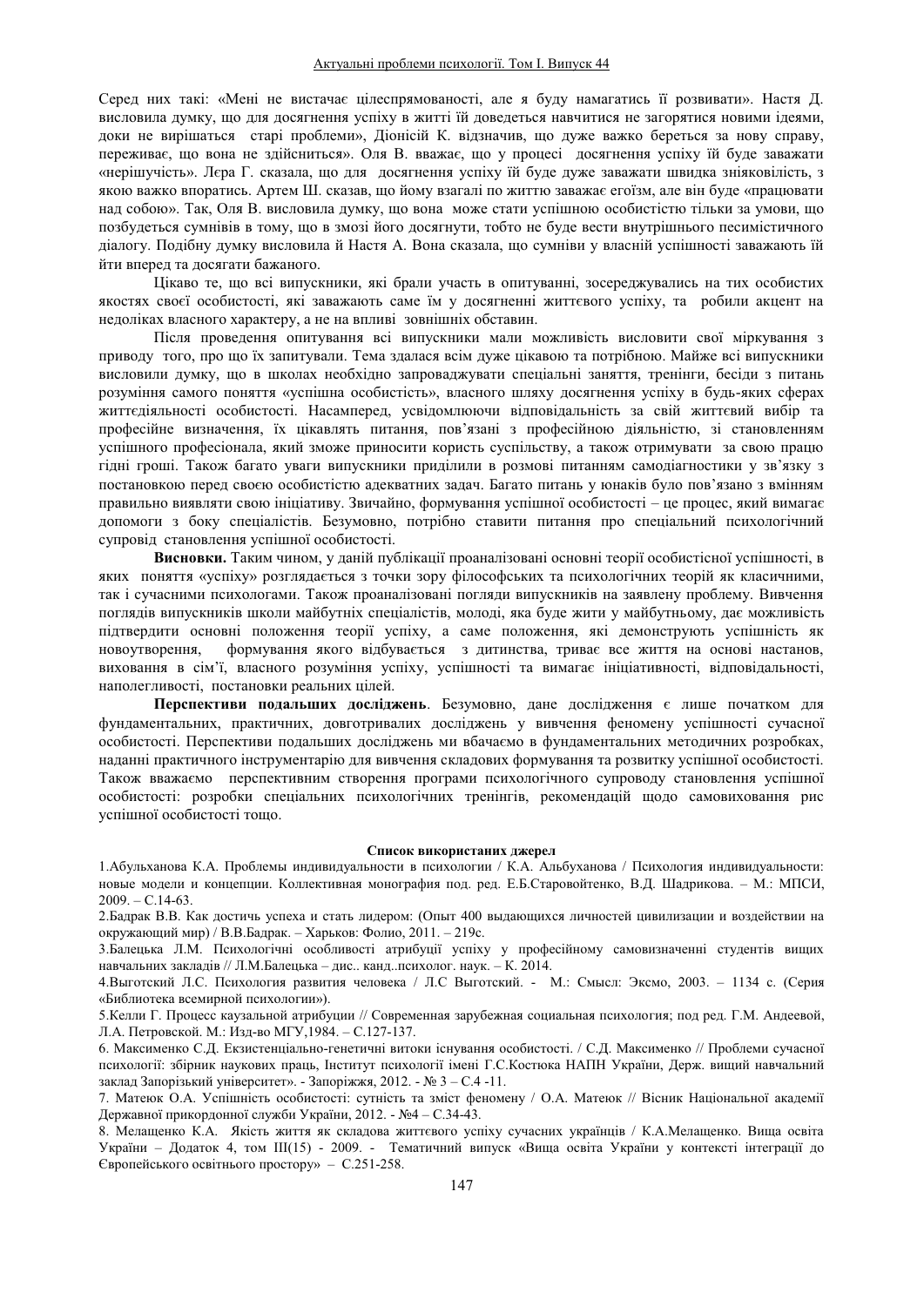Серед них такі: «Мені не вистачає цілеспрямованості, але я буду намагатись її розвивати». Настя Д. висловила думку, що для досягнення успіху в житті їй доведеться навчитися не загорятися новими ідеями, доки не вирішаться старі проблеми», Діонісій К. відзначив, що дуже важко береться за нову справу, переживає, що вона не здійсниться». Оля В. вважає, що у процесі досягнення успіху їй буде заважати «нерішучість». Лєра Г. сказала, що для досягнення успіху їй буде дуже заважати швидка зніяковілість, з якою важко впоратись. Артем Ш. сказав, що йому взагалі по життю заважає егоїзм, але він буде «працювати над собою». Так, Оля В. висловила думку, що вона може стати успішною особистістю тільки за умови, що позбудеться сумнівів в тому, що в змозі його досягнути, тобто не буде вести внутрішнього песимістичного діалогу. Подібну думку висловила й Настя А. Вона сказала, що сумніви у власній успішності заважають їй йти вперед та досягати бажаного.

Цікаво те, що всі випускники, які брали участь в опитуванні, зосереджувались на тих особистих якостях своєї особистості, які заважають саме їм у досягненні життєвого успіху, та робили акцент на недоліках власного характеру, а не на впливі зовнішніх обставин.

Після проведення опитування всі випускники мали можливість висловити свої міркування з приводу того, про що їх запитували. Тема здалася всім дуже цікавою та потрібною. Майже всі випускники висловили думку, що в школах необхідно запроваджувати спеціальні заняття, тренінги, бесіди з питань розуміння самого поняття «успішна особистість», власного шляху досягнення успіху в будь-яких сферах життєдіяльності особистості. Насамперед, усвідомлюючи відповідальність за свій життєвий вибір та професійне визначення, їх цікавлять питання, пов'язані з професійною діяльністю, зі становленням успішного професіонала, який зможе приносити користь суспільству, а також отримувати за свою працю гідні гроші. Також багато уваги випускники приділили в розмові питанням самодіагностики у зв'язку з постановкою перед своєю особистістю адекватних задач. Багато питань у юнаків було пов'язано з вмінням правильно виявляти свою ініціативу. Звичайно, формування успішної особистості – це процес, який вимагає допомоги з боку спеціалістів. Безумовно, потрібно ставити питання про спеціальний психологічний супровід становлення успішної особистості.

**Висновки.** Таким чином, у даній публікації проаналізовані основні теорії особистісної успішності, в яких поняття «успіху» розглядається з точки зору філософських та психологічних теорій як класичними, так і сучасними психологами. Також проаналізовані погляди випускників на заявлену проблему. Вивчення поглядів випускників школи майбутніх спеціалістів, молоді, яка буде жити у майбутньому, дає можливість підтвердити основні положення теорії успіху, а саме положення, які демонструють успішність як новоутворення, формування якого відбувається з дитинства, триває все життя на основі настанов, виховання в сім'ї, власного розуміння успіху, успішності та вимагає ініціативності, відповідальності, наполегливості, постановки реальних цілей.

**Перспективи подальших досліджень**. Безумовно, дане дослідження є лише початком для фундаментальних, практичних, довготривалих досліджень у вивчення феномену успішності сучасної особистості. Перспективи подальших досліджень ми вбачаємо в фундаментальних методичних розробках, наданні практичного інструментарію для вивчення складових формування та розвитку успішної особистості. Також вважаємо перспективним створення програми психологічного супроводу становлення успішної особистості: розробки спеціальних психологічних тренінгів, рекомендацій щодо самовиховання рис успішної особистості тощо.

**Список використаних джерел**

1.Абульханова К.А. Проблемы индивидуальности в психологии / К.А. Альбуханова / Психология индивидуальности: новые модели и концепции. Коллективная монография под. ред. Е.Б.Старовойтенко, В.Д. Шадрикова. – М.: МПСИ, 2009. – С.14-63.

2.Бадрак В.В. Как достичь успеха и стать лидером: (Опыт 400 выдающихся личностей цивилизации и воздействии на окружающий мир) / В.В.Бадрак. – Харьков: Фолио, 2011. – 219с.

3.Балецька Л.М. Психологічні особливості атрибуції успіху у професійному самовизначенні студентів вищих навчальних закладів // Л.М.Балецька – дис.. канд..психолог. наук. – К. 2014.

4.Выготский Л.С. Психология развития человека / Л.С Выготский. - М.: Смысл: Эксмо, 2003. – 1134 с. (Серия «Библиотека всемирной психологии»).

5.Келли Г. Процесс каузальной атрибуции // Современная зарубежная социальная психология; под ред. Г.М. Андеевой, Л.А. Петровской. М.: Изд-во МГУ,1984. – С.127-137.

6. Максименко С.Д. Екзистенціально-генетичні витоки існування особистості. / С.Д. Максименко // Проблеми сучасної психології: збірник наукових праць, Інститут психології імені Г.С.Костюка НАПН України, Держ. вищий навчальний заклад Запорізький університет». - Запоріжжя, 2012. - № 3 – С.4 -11.

7. Матеюк О.А. Успішність особистості: сутність та зміст феномену / О.А. Матеюк // Вісник Національної академії Державної прикордонної служби України, 2012. - №4 – С.34-43.

8. Мелащенко К.А. Якість життя як складова життєвого успіху сучасних українців / К.А.Мелащенко. Вища освіта України – Додаток 4, том ІІІ(15) - 2009. - Тематичний випуск «Вища освіта України у контексті інтеграції до Європейського освітнього простору» – С.251-258.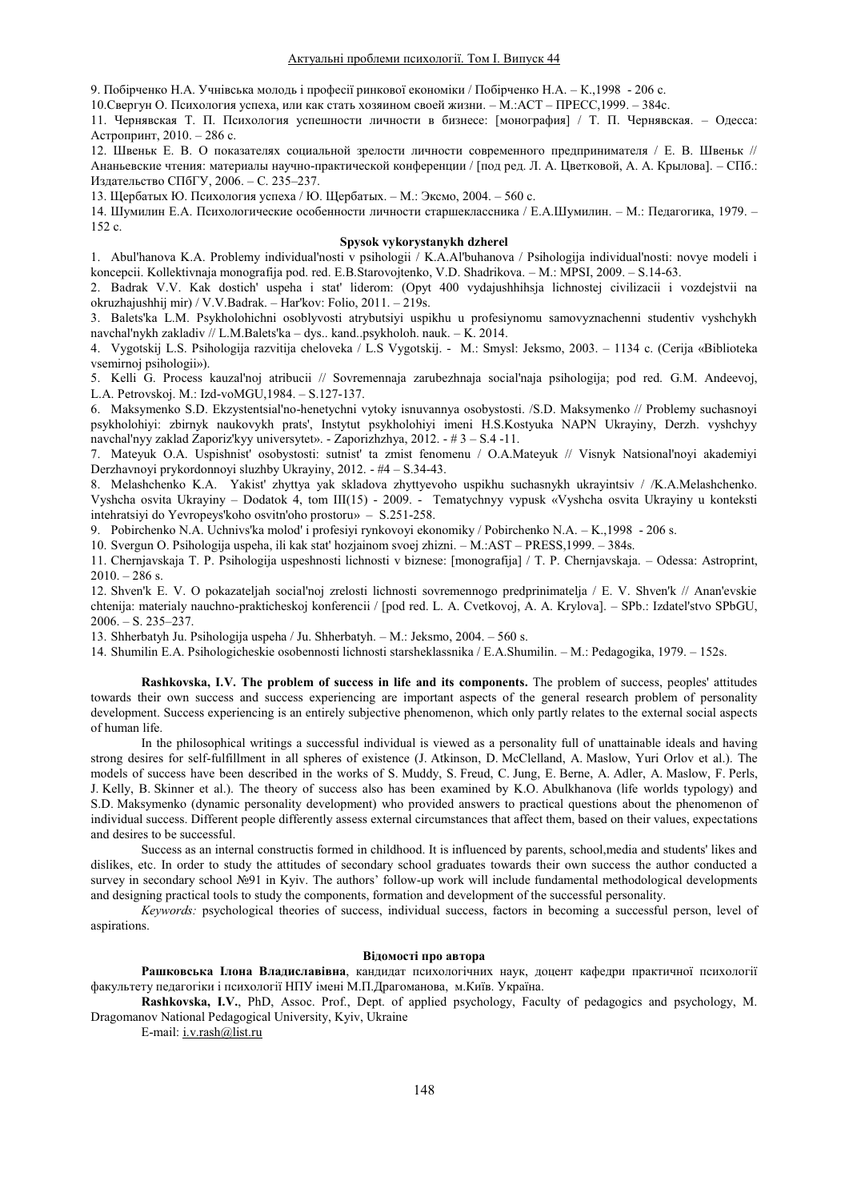9. Побірченко Н.А. Учнівська молодь і професії ринкової економіки / Побірченко Н.А. – К.,1998 - 206 с.

10.Свергун О. Психология успеха, или как стать хозяином своей жизни. – М.:АСТ – ПРЕСС,1999. – 384с.

11. Чернявская Т. П. Психология успешности личности в бизнесе: [монография] / Т. П. Чернявская. – Одесса: Астропринт, 2010. – 286 с.

12. Швеньк Е. В. О показателях социальной зрелости личности современного предпринимателя / Е. В. Швеньк // Ананьевские чтения: материалы научно-практической конференции / [под ред. Л. А. Цветковой, А. А. Крылова]. – СПб.: Издательство СПбГУ, 2006. – С. 235–237.

13. Щербатых Ю. Психология успеха / Ю. Щербатых. – М.: Эксмо, 2004. – 560 с.

14. Шумилин Е.А. Психологические особенности личности старшеклассника / Е.А.Шумилин. – М.: Педагогика, 1979. – 152 с.

**Spysok vykorystanykh dzherel**

1. Abul'hanova K.A. Problemy individual'nosti v psihologii / K.A.Al'buhanova / Psihologija individual'nosti: novye modeli i koncepcii. Kollektivnaja monografija pod. red. E.B.Starovojtenko, V.D. Shadrikova. – M.: MPSI, 2009. – S.14-63.

2. Badrak V.V. Kak dostich' uspeha i stat' liderom: (Opyt 400 vydajushhihsja lichnostej civilizacii i vozdejstvii na okruzhajushhij mir) / V.V.Badrak. – Har'kov: Folio, 2011. – 219s.

3. Balets'ka L.M. Psykholohichni osoblyvosti atrybutsiyi uspikhu u profesiynomu samovyznachenni studentiv vyshchykh navchal'nykh zakladiv // L.M.Balets'ka – dys.. kand..psykholoh. nauk. – K. 2014.

4. Vygotskij L.S. Psihologija razvitija cheloveka / L.S Vygotskij. - M.: Smysl: Jeksmo, 2003. – 1134 c. (Cerija «Biblioteka vsemirnoj psihologii»).

5. Kelli G. Process kauzal'noj atribucii // Sovremennaja zarubezhnaja social'naja psihologija; pod red. G.M. Andeevoj, L.A. Petrovskoj. M.: Izd-voMGU,1984. – S.127-137.

6. Maksymenko S.D. Ekzystentsial'no-henetychni vytoky isnuvannya osobystosti. /S.D. Maksymenko // Problemy suchasnoyi psykholohiyi: zbirnyk naukovykh prats', Instytut psykholohiyi imeni H.S.Kostyuka NAPN Ukrayiny, Derzh. vyshchyy navchal'nyy zaklad Zaporiz'kyy universytet». - Zaporizhzhya, 2012. - # 3 – S.4 -11.

7. Mateyuk O.A. Uspishnist' osobystosti: sutnist' ta zmist fenomenu / O.A.Mateyuk // Visnyk Natsional'noyi akademiyi Derzhavnoyi prykordonnoyi sluzhby Ukrayiny, 2012. - #4 – S.34-43.

8. Melashchenko K.A. Yakist' zhyttya yak skladova zhyttyevoho uspikhu suchasnykh ukrayintsiv / /K.A.Melashchenko. Vyshcha osvita Ukrayiny – Dodatok 4, tom III(15) - 2009. - Tematychnyy vypusk «Vyshcha osvita Ukrayiny u konteksti intehratsiyi do Yevropeys'koho osvitn'oho prostoru» – S.251-258.

9. Pobirchenko N.A. Uchnivs'ka molod' i profesiyi rynkovoyi ekonomiky / Pobirchenko N.A. – K.,1998 - 206 s.

10. Svergun O. Psihologija uspeha, ili kak stat' hozjainom svoej zhizni. – M.:AST – PRESS,1999. – 384s.

11. Chernjavskaja T. P. Psihologija uspeshnosti lichnosti v biznese: [monografija] / T. P. Chernjavskaja. – Odessa: Astroprint, 2010. – 286 s.

12. Shven'k E. V. O pokazateljah social'noj zrelosti lichnosti sovremennogo predprinimatelja / E. V. Shven'k // Anan'evskie chtenija: materialy nauchno-prakticheskoj konferencii / [pod red. L. A. Cvetkovoj, A. A. Krylova]. – SPb.: Izdatel'stvo SPbGU, 2006. – S. 235–237.

13. Shherbatyh Ju. Psihologija uspeha / Ju. Shherbatyh. – M.: Jeksmo, 2004. – 560 s.

14. Shumilin E.A. Psihologicheskie osobennosti lichnosti starsheklassnika / E.A.Shumilin. – M.: Pedagogika, 1979. – 152s.

**Rashkovska, I.V. The problem of success in life and its components.** The problem of success, peoples' attitudes towards their own success and success experiencing are important aspects of the general research problem of personality development. Success experiencing is an entirely subjective phenomenon, which only partly relates to the external social aspects of human life.

In the philosophical writings a successful individual is viewed as a personality full of unattainable ideals and having strong desires for self-fulfillment in all spheres of existence (J. Atkinson, D. McClelland, A. Maslow, Yuri Orlov et al.). The models of success have been described in the works of S. Muddy, S. Freud, C. Jung, E. Berne, A. Adler, A. Maslow, F. Perls, J. Kelly, B. Skinner et al.). The theory of success also has been examined by K.O. Abulkhanova (life worlds typology) and S.D. Maksymenko (dynamic personality development) who provided answers to practical questions about the phenomenon of individual success. Different people differently assess external circumstances that affect them, based on their values, expectations and desires to be successful.

Success as an internal constructis formed in childhood. It is influenced by parents, school,media and students' likes and dislikes, etc. In order to study the attitudes of secondary school graduates towards their own success the author conducted a survey in secondary school №91 in Kyiv. The authors' follow-up work will include fundamental methodological developments and designing practical tools to study the components, formation and development of the successful personality.

*Keywords:* psychological theories of success, individual success, factors in becoming a successful person, level of aspirations.

**Відомості про автора**

**Рашковська Ілона Владиславівна**, кандидат психологічних наук, доцент кафедри практичної психології факультету педагогіки і психології НПУ імені М.П.Драгоманова, м.Київ. Україна.

**Rashkovska, I.V.**, PhD, Assoc. Prof., Dept. of applied psychology, Faculty of pedagogics and psychology, M. Dragomanov National Pedagogical University, Kyiv, Ukraine

E-mail: i.v.rash@list.ru